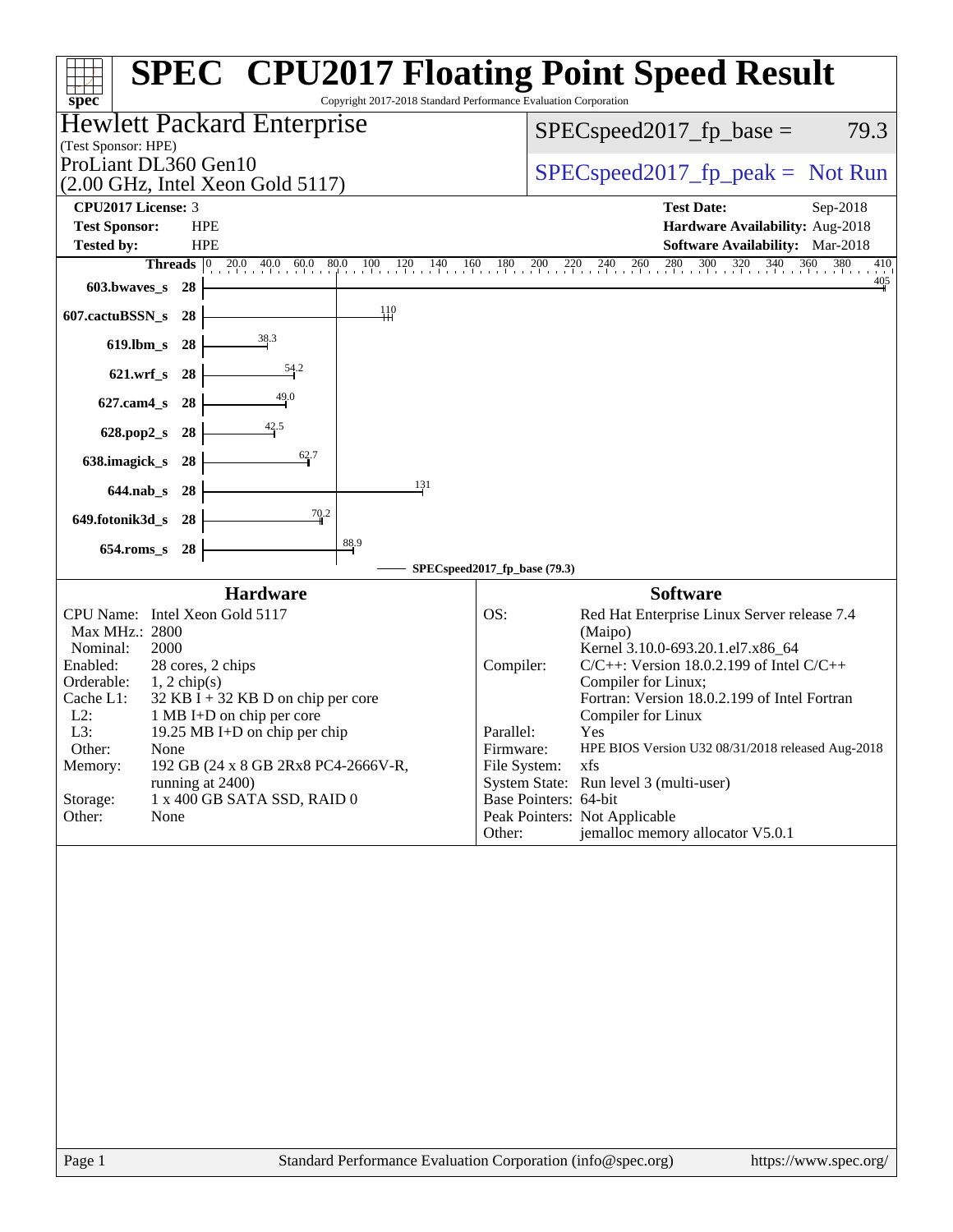# SPEC CPU2017 Floating Point Speed Result

Copyright 2017-2018 Standard Performance Evaluation Corporation

## Hewlett Packard Enterprise

(Test Sponsor: HPE)

ProLiant DL360 Gen10
(2.00 GHz, Intel Xeon Gold 5117)

SPECspeed2017_fp_base = 79.3

SPECspeed2017_fp_peak = Not Run

| | | | |
|---|---|---|---|
| **CPU2017 License:** | 3 | **Test Date:** | Sep-2018 |
| **Test Sponsor:** | HPE | **Hardware Availability:** | Aug-2018 |
| **Tested by:** | HPE | **Software Availability:** | Mar-2018 |

| Benchmark | Threads | SPECspeed2017_fp_base |
|---|---|---|
| 603.bwaves_s | 28 | 405 |
| 607.cactuBSSN_s | 28 | 110 |
| 619.lbm_s | 28 | 38.3 |
| 621.wrf_s | 28 | 54.2 |
| 627.cam4_s | 28 | 49.0 |
| 628.pop2_s | 28 | 42.5 |
| 638.imagick_s | 28 | 62.7 |
| 644.nab_s | 28 | 131 |
| 649.fotonik3d_s | 28 | 70.2 |
| 654.roms_s | 28 | 88.9 |

SPECspeed2017_fp_base (79.3)

### Hardware

| | |
|---|---|
| CPU Name: | Intel Xeon Gold 5117 |
| Max MHz.: | 2800 |
| Nominal: | 2000 |
| Enabled: | 28 cores, 2 chips |
| Orderable: | 1, 2 chip(s) |
| Cache L1: | 32 KB I + 32 KB D on chip per core |
| L2: | 1 MB I+D on chip per core |
| L3: | 19.25 MB I+D on chip per chip |
| Other: | None |
| Memory: | 192 GB (24 x 8 GB 2Rx8 PC4-2666V-R, running at 2400) |
| Storage: | 1 x 400 GB SATA SSD, RAID 0 |
| Other: | None |

### Software

| | |
|---|---|
| OS: | Red Hat Enterprise Linux Server release 7.4 (Maipo) Kernel 3.10.0-693.20.1.el7.x86_64 |
| Compiler: | C/C++: Version 18.0.2.199 of Intel C/C++ Compiler for Linux; Fortran: Version 18.0.2.199 of Intel Fortran Compiler for Linux |
| Parallel: | Yes |
| Firmware: | HPE BIOS Version U32 08/31/2018 released Aug-2018 |
| File System: | xfs |
| System State: | Run level 3 (multi-user) |
| Base Pointers: | 64-bit |
| Peak Pointers: | Not Applicable |
| Other: | jemalloc memory allocator V5.0.1 |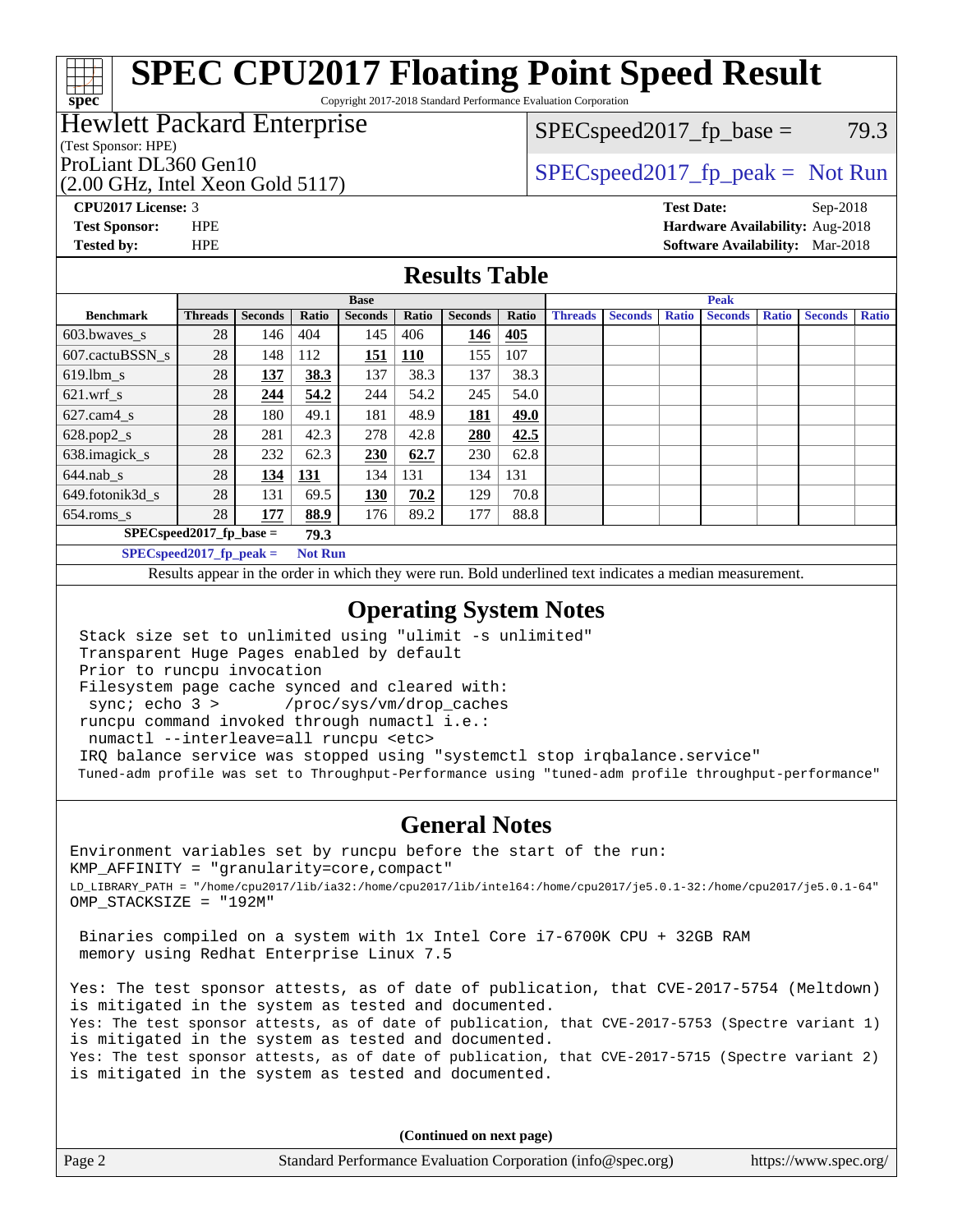# SPEC CPU2017 Floating Point Speed Result

Copyright 2017-2018 Standard Performance Evaluation Corporation

**Hewlett Packard Enterprise**
(Test Sponsor: HPE)
ProLiant DL360 Gen10
(2.00 GHz, Intel Xeon Gold 5117)

SPECspeed2017_fp_base = 79.3

SPECspeed2017_fp_peak = Not Run

**CPU2017 License:** 3
**Test Sponsor:** HPE
**Tested by:** HPE

**Test Date:** Sep-2018
**Hardware Availability:** Aug-2018
**Software Availability:** Mar-2018

## Results Table

| | Base | | | | | | | Peak | | | | | | |
|---|---|---|---|---|---|---|---|---|---|---|---|---|---|---|
| **Benchmark** | **Threads** | **Seconds** | **Ratio** | **Seconds** | **Ratio** | **Seconds** | **Ratio** | **Threads** | **Seconds** | **Ratio** | **Seconds** | **Ratio** | **Seconds** | **Ratio** |
| 603.bwaves_s | 28 | 146 | 404 | 145 | 406 | **146** | **405** | | | | | | | |
| 607.cactuBSSN_s | 28 | 148 | 112 | **151** | **110** | 155 | 107 | | | | | | | |
| 619.lbm_s | 28 | **137** | **38.3** | 137 | 38.3 | 137 | 38.3 | | | | | | | |
| 621.wrf_s | 28 | **244** | **54.2** | 244 | 54.2 | 245 | 54.0 | | | | | | | |
| 627.cam4_s | 28 | 180 | 49.1 | 181 | 48.9 | **181** | **49.0** | | | | | | | |
| 628.pop2_s | 28 | 281 | 42.3 | 278 | 42.8 | **280** | **42.5** | | | | | | | |
| 638.imagick_s | 28 | 232 | 62.3 | **230** | **62.7** | 230 | 62.8 | | | | | | | |
| 644.nab_s | 28 | **134** | **131** | 134 | 131 | 134 | 131 | | | | | | | |
| 649.fotonik3d_s | 28 | 131 | 69.5 | **130** | **70.2** | 129 | 70.8 | | | | | | | |
| 654.roms_s | 28 | **177** | **88.9** | 176 | 89.2 | 177 | 88.8 | | | | | | | |

**SPECspeed2017_fp_base = 79.3**

**SPECspeed2017_fp_peak = Not Run**

Results appear in the order in which they were run. Bold underlined text indicates a median measurement.

## Operating System Notes

```
Stack size set to unlimited using "ulimit -s unlimited"
Transparent Huge Pages enabled by default
Prior to runcpu invocation
Filesystem page cache synced and cleared with:
 sync; echo 3 >       /proc/sys/vm/drop_caches
runcpu command invoked through numactl i.e.:
 numactl --interleave=all runcpu <etc>
IRQ balance service was stopped using "systemctl stop irqbalance.service"
Tuned-adm profile was set to Throughput-Performance using "tuned-adm profile throughput-performance"
```

## General Notes

```
Environment variables set by runcpu before the start of the run:
KMP_AFFINITY = "granularity=core,compact"
LD_LIBRARY_PATH = "/home/cpu2017/lib/ia32:/home/cpu2017/lib/intel64:/home/cpu2017/je5.0.1-32:/home/cpu2017/je5.0.1-64"
OMP_STACKSIZE = "192M"

 Binaries compiled on a system with 1x Intel Core i7-6700K CPU + 32GB RAM
 memory using Redhat Enterprise Linux 7.5

Yes: The test sponsor attests, as of date of publication, that CVE-2017-5754 (Meltdown)
is mitigated in the system as tested and documented.
Yes: The test sponsor attests, as of date of publication, that CVE-2017-5753 (Spectre variant 1)
is mitigated in the system as tested and documented.
Yes: The test sponsor attests, as of date of publication, that CVE-2017-5715 (Spectre variant 2)
is mitigated in the system as tested and documented.
```

**(Continued on next page)**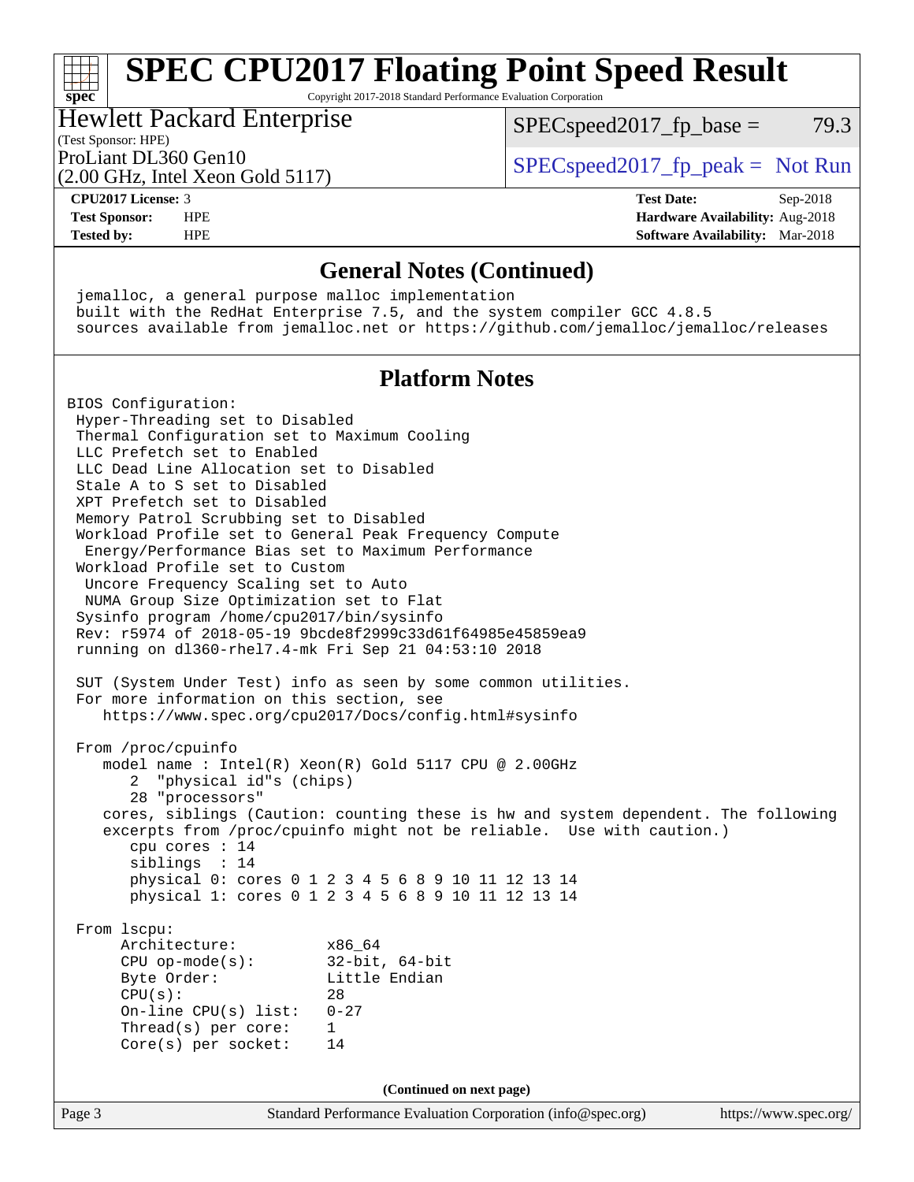# SPEC CPU2017 Floating Point Speed Result

Copyright 2017-2018 Standard Performance Evaluation Corporation

**Hewlett Packard Enterprise**
(Test Sponsor: HPE)
ProLiant DL360 Gen10
(2.00 GHz, Intel Xeon Gold 5117)

SPECspeed2017_fp_base = 79.3
SPECspeed2017_fp_peak = Not Run

**CPU2017 License:** 3
**Test Sponsor:** HPE
**Tested by:** HPE

**Test Date:** Sep-2018
**Hardware Availability:** Aug-2018
**Software Availability:** Mar-2018

## General Notes (Continued)

```
 jemalloc, a general purpose malloc implementation
 built with the RedHat Enterprise 7.5, and the system compiler GCC 4.8.5
 sources available from jemalloc.net or https://github.com/jemalloc/jemalloc/releases
```

## Platform Notes

```
BIOS Configuration:
 Hyper-Threading set to Disabled
 Thermal Configuration set to Maximum Cooling
 LLC Prefetch set to Enabled
 LLC Dead Line Allocation set to Disabled
 Stale A to S set to Disabled
 XPT Prefetch set to Disabled
 Memory Patrol Scrubbing set to Disabled
 Workload Profile set to General Peak Frequency Compute
  Energy/Performance Bias set to Maximum Performance
 Workload Profile set to Custom
  Uncore Frequency Scaling set to Auto
  NUMA Group Size Optimization set to Flat
 Sysinfo program /home/cpu2017/bin/sysinfo
 Rev: r5974 of 2018-05-19 9bcde8f2999c33d61f64985e45859ea9
 running on dl360-rhel7.4-mk Fri Sep 21 04:53:10 2018

 SUT (System Under Test) info as seen by some common utilities.
 For more information on this section, see
    https://www.spec.org/cpu2017/Docs/config.html#sysinfo

 From /proc/cpuinfo
    model name : Intel(R) Xeon(R) Gold 5117 CPU @ 2.00GHz
       2  "physical id"s (chips)
       28 "processors"
    cores, siblings (Caution: counting these is hw and system dependent. The following
    excerpts from /proc/cpuinfo might not be reliable.  Use with caution.)
       cpu cores : 14
       siblings  : 14
       physical 0: cores 0 1 2 3 4 5 6 8 9 10 11 12 13 14
       physical 1: cores 0 1 2 3 4 5 6 8 9 10 11 12 13 14

 From lscpu:
      Architecture:          x86_64
      CPU op-mode(s):        32-bit, 64-bit
      Byte Order:            Little Endian
      CPU(s):                28
      On-line CPU(s) list:   0-27
      Thread(s) per core:    1
      Core(s) per socket:    14
```

(Continued on next page)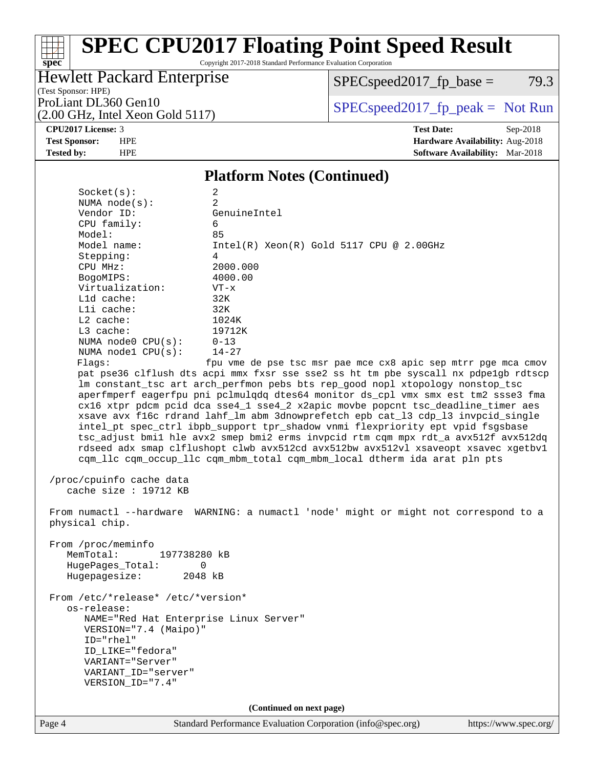## Platform Notes (Continued)

```
Socket(s):             2
NUMA node(s):          2
Vendor ID:             GenuineIntel
CPU family:            6
Model:                 85
Model name:            Intel(R) Xeon(R) Gold 5117 CPU @ 2.00GHz
Stepping:              4
CPU MHz:               2000.000
BogoMIPS:              4000.00
Virtualization:        VT-x
L1d cache:             32K
L1i cache:             32K
L2 cache:              1024K
L3 cache:              19712K
NUMA node0 CPU(s):     0-13
NUMA node1 CPU(s):     14-27
Flags:                 fpu vme de pse tsc msr pae mce cx8 apic sep mtrr pge mca cmov
pat pse36 clflush dts acpi mmx fxsr sse sse2 ss ht tm pbe syscall nx pdpe1gb rdtscp
lm constant_tsc art arch_perfmon pebs bts rep_good nopl xtopology nonstop_tsc
aperfmperf eagerfpu pni pclmulqdq dtes64 monitor ds_cpl vmx smx est tm2 ssse3 fma
cx16 xtpr pdcm pcid dca sse4_1 sse4_2 x2apic movbe popcnt tsc_deadline_timer aes
xsave avx f16c rdrand lahf_lm abm 3dnowprefetch epb cat_l3 cdp_l3 invpcid_single
intel_pt spec_ctrl ibpb_support tpr_shadow vnmi flexpriority ept vpid fsgsbase
tsc_adjust bmi1 hle avx2 smep bmi2 erms invpcid rtm cqm mpx rdt_a avx512f avx512dq
rdseed adx smap clflushopt clwb avx512cd avx512bw avx512vl xsaveopt xsavec xgetbv1
cqm_llc cqm_occup_llc cqm_mbm_total cqm_mbm_local dtherm ida arat pln pts

/proc/cpuinfo cache data
   cache size : 19712 KB

From numactl --hardware  WARNING: a numactl 'node' might or might not correspond to a
physical chip.

From /proc/meminfo
   MemTotal:       197738280 kB
   HugePages_Total:       0
   Hugepagesize:       2048 kB

From /etc/*release* /etc/*version*
   os-release:
      NAME="Red Hat Enterprise Linux Server"
      VERSION="7.4 (Maipo)"
      ID="rhel"
      ID_LIKE="fedora"
      VARIANT="Server"
      VARIANT_ID="server"
      VERSION_ID="7.4"
```

(Continued on next page)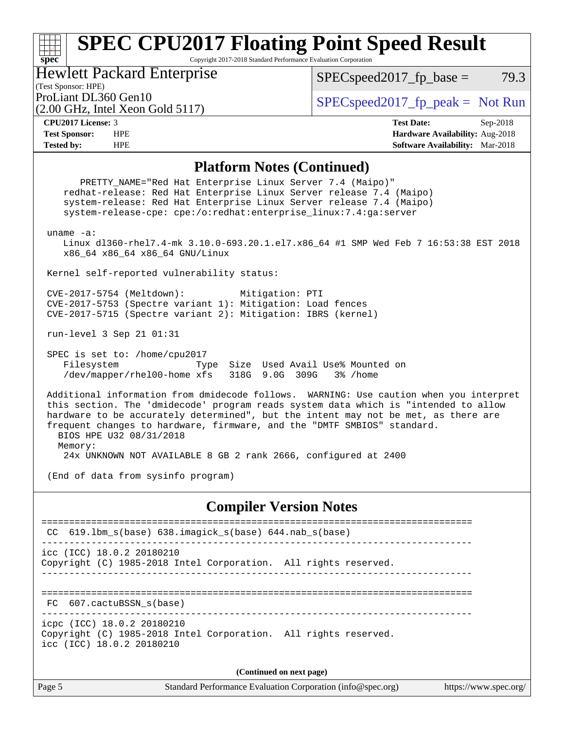# SPEC CPU2017 Floating Point Speed Result

Copyright 2017-2018 Standard Performance Evaluation Corporation

**Hewlett Packard Enterprise**
(Test Sponsor: HPE)
ProLiant DL360 Gen10
(2.00 GHz, Intel Xeon Gold 5117)

SPECspeed2017_fp_base = 79.3

SPECspeed2017_fp_peak = Not Run

**CPU2017 License:** 3
**Test Sponsor:** HPE
**Tested by:** HPE

**Test Date:** Sep-2018
**Hardware Availability:** Aug-2018
**Software Availability:** Mar-2018

## Platform Notes (Continued)

```
      PRETTY_NAME="Red Hat Enterprise Linux Server 7.4 (Maipo)"
    redhat-release: Red Hat Enterprise Linux Server release 7.4 (Maipo)
    system-release: Red Hat Enterprise Linux Server release 7.4 (Maipo)
    system-release-cpe: cpe:/o:redhat:enterprise_linux:7.4:ga:server

 uname -a:
    Linux dl360-rhel7.4-mk 3.10.0-693.20.1.el7.x86_64 #1 SMP Wed Feb 7 16:53:38 EST 2018
    x86_64 x86_64 x86_64 GNU/Linux

 Kernel self-reported vulnerability status:

 CVE-2017-5754 (Meltdown):          Mitigation: PTI
 CVE-2017-5753 (Spectre variant 1): Mitigation: Load fences
 CVE-2017-5715 (Spectre variant 2): Mitigation: IBRS (kernel)

 run-level 3 Sep 21 01:31

 SPEC is set to: /home/cpu2017
    Filesystem              Type  Size  Used Avail Use% Mounted on
    /dev/mapper/rhel00-home xfs   318G  9.0G  309G   3% /home

 Additional information from dmidecode follows.  WARNING: Use caution when you interpret
 this section. The 'dmidecode' program reads system data which is "intended to allow
 hardware to be accurately determined", but the intent may not be met, as there are
 frequent changes to hardware, firmware, and the "DMTF SMBIOS" standard.
   BIOS HPE U32 08/31/2018
   Memory:
    24x UNKNOWN NOT AVAILABLE 8 GB 2 rank 2666, configured at 2400

 (End of data from sysinfo program)
```

## Compiler Version Notes

```
==============================================================================
 CC  619.lbm_s(base) 638.imagick_s(base) 644.nab_s(base)
------------------------------------------------------------------------------
icc (ICC) 18.0.2 20180210
Copyright (C) 1985-2018 Intel Corporation.  All rights reserved.
------------------------------------------------------------------------------

==============================================================================
 FC  607.cactuBSSN_s(base)
------------------------------------------------------------------------------
icpc (ICC) 18.0.2 20180210
Copyright (C) 1985-2018 Intel Corporation.  All rights reserved.
icc (ICC) 18.0.2 20180210
```

**(Continued on next page)**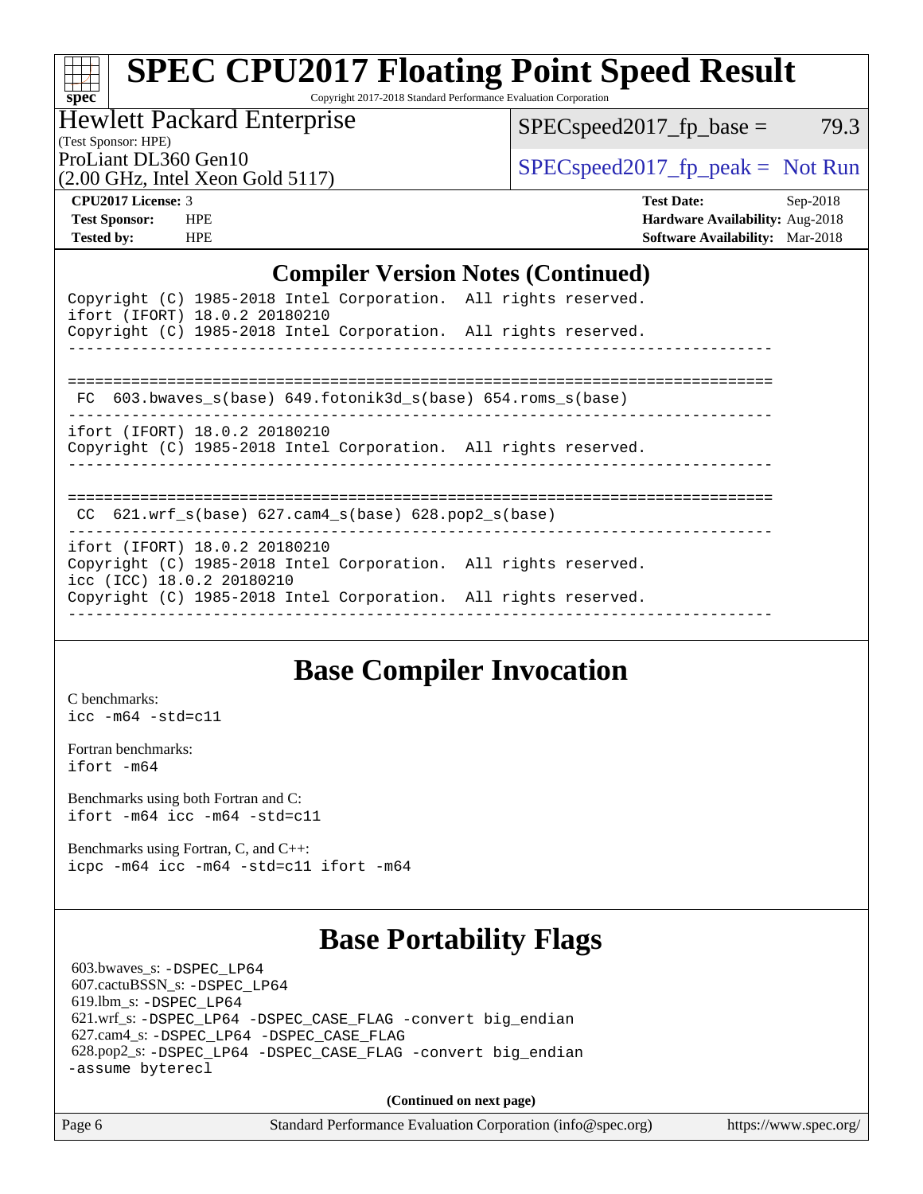# SPEC CPU2017 Floating Point Speed Result

Copyright 2017-2018 Standard Performance Evaluation Corporation

**Hewlett Packard Enterprise**
(Test Sponsor: HPE)
ProLiant DL360 Gen10
(2.00 GHz, Intel Xeon Gold 5117)

SPECspeed2017_fp_base = 79.3

SPECspeed2017_fp_peak = Not Run

**CPU2017 License:** 3
**Test Sponsor:** HPE
**Tested by:** HPE

**Test Date:** Sep-2018
**Hardware Availability:** Aug-2018
**Software Availability:** Mar-2018

## Compiler Version Notes (Continued)

```
Copyright (C) 1985-2018 Intel Corporation.  All rights reserved.
ifort (IFORT) 18.0.2 20180210
Copyright (C) 1985-2018 Intel Corporation.  All rights reserved.
------------------------------------------------------------------------------

==============================================================================
 FC  603.bwaves_s(base) 649.fotonik3d_s(base) 654.roms_s(base)
------------------------------------------------------------------------------
ifort (IFORT) 18.0.2 20180210
Copyright (C) 1985-2018 Intel Corporation.  All rights reserved.
------------------------------------------------------------------------------

==============================================================================
 CC  621.wrf_s(base) 627.cam4_s(base) 628.pop2_s(base)
------------------------------------------------------------------------------
ifort (IFORT) 18.0.2 20180210
Copyright (C) 1985-2018 Intel Corporation.  All rights reserved.
icc (ICC) 18.0.2 20180210
Copyright (C) 1985-2018 Intel Corporation.  All rights reserved.
------------------------------------------------------------------------------
```

## Base Compiler Invocation

C benchmarks:
`icc -m64 -std=c11`

Fortran benchmarks:
`ifort -m64`

Benchmarks using both Fortran and C:
`ifort -m64 icc -m64 -std=c11`

Benchmarks using Fortran, C, and C++:
`icpc -m64 icc -m64 -std=c11 ifort -m64`

## Base Portability Flags

603.bwaves_s: `-DSPEC_LP64`
607.cactuBSSN_s: `-DSPEC_LP64`
619.lbm_s: `-DSPEC_LP64`
621.wrf_s: `-DSPEC_LP64 -DSPEC_CASE_FLAG -convert big_endian`
627.cam4_s: `-DSPEC_LP64 -DSPEC_CASE_FLAG`
628.pop2_s: `-DSPEC_LP64 -DSPEC_CASE_FLAG -convert big_endian -assume byterecl`

**(Continued on next page)**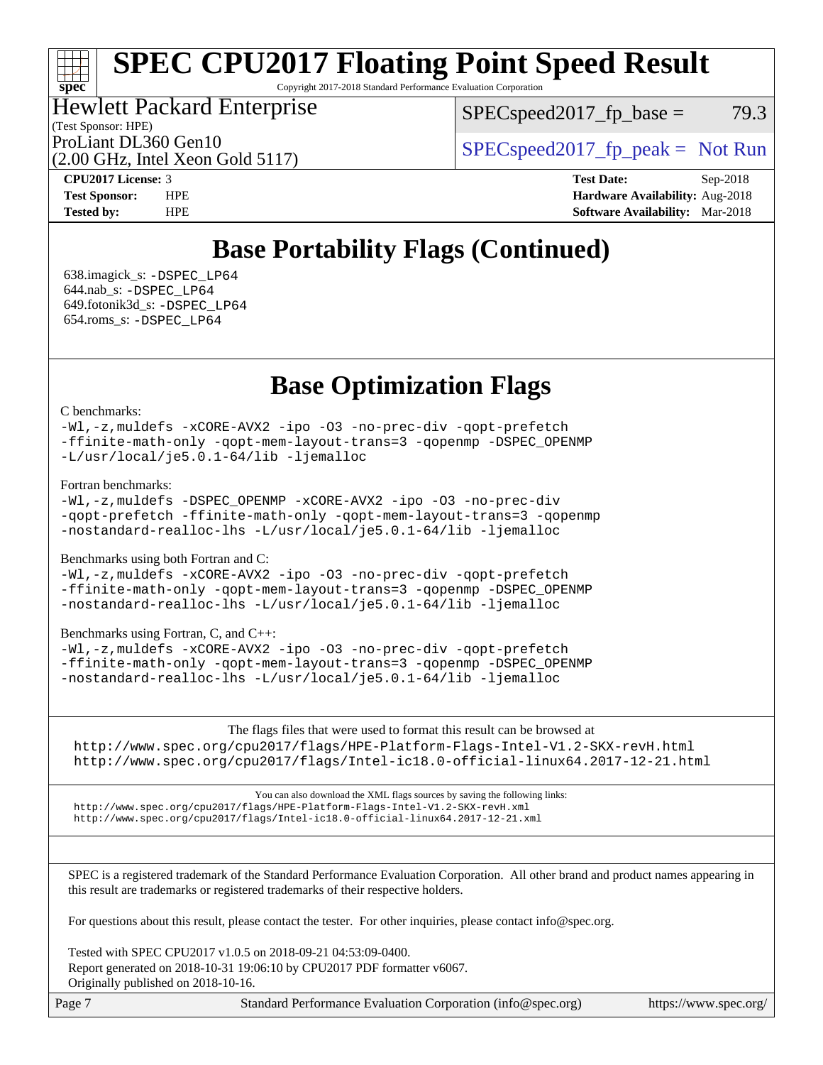# SPEC CPU2017 Floating Point Speed Result

Copyright 2017-2018 Standard Performance Evaluation Corporation

Hewlett Packard Enterprise
(Test Sponsor: HPE)
ProLiant DL360 Gen10
(2.00 GHz, Intel Xeon Gold 5117)

SPECspeed2017_fp_base = 79.3

SPECspeed2017_fp_peak = Not Run

**CPU2017 License:** 3
**Test Sponsor:** HPE
**Tested by:** HPE

**Test Date:** Sep-2018
**Hardware Availability:** Aug-2018
**Software Availability:** Mar-2018

## Base Portability Flags (Continued)

638.imagick_s: -DSPEC_LP64
644.nab_s: -DSPEC_LP64
649.fotonik3d_s: -DSPEC_LP64
654.roms_s: -DSPEC_LP64

## Base Optimization Flags

C benchmarks:
```
-Wl,-z,muldefs -xCORE-AVX2 -ipo -O3 -no-prec-div -qopt-prefetch
-ffinite-math-only -qopt-mem-layout-trans=3 -qopenmp -DSPEC_OPENMP
-L/usr/local/je5.0.1-64/lib -ljemalloc
```

Fortran benchmarks:
```
-Wl,-z,muldefs -DSPEC_OPENMP -xCORE-AVX2 -ipo -O3 -no-prec-div
-qopt-prefetch -ffinite-math-only -qopt-mem-layout-trans=3 -qopenmp
-nostandard-realloc-lhs -L/usr/local/je5.0.1-64/lib -ljemalloc
```

Benchmarks using both Fortran and C:
```
-Wl,-z,muldefs -xCORE-AVX2 -ipo -O3 -no-prec-div -qopt-prefetch
-ffinite-math-only -qopt-mem-layout-trans=3 -qopenmp -DSPEC_OPENMP
-nostandard-realloc-lhs -L/usr/local/je5.0.1-64/lib -ljemalloc
```

Benchmarks using Fortran, C, and C++:
```
-Wl,-z,muldefs -xCORE-AVX2 -ipo -O3 -no-prec-div -qopt-prefetch
-ffinite-math-only -qopt-mem-layout-trans=3 -qopenmp -DSPEC_OPENMP
-nostandard-realloc-lhs -L/usr/local/je5.0.1-64/lib -ljemalloc
```

The flags files that were used to format this result can be browsed at
http://www.spec.org/cpu2017/flags/HPE-Platform-Flags-Intel-V1.2-SKX-revH.html
http://www.spec.org/cpu2017/flags/Intel-ic18.0-official-linux64.2017-12-21.html

You can also download the XML flags sources by saving the following links:
http://www.spec.org/cpu2017/flags/HPE-Platform-Flags-Intel-V1.2-SKX-revH.xml
http://www.spec.org/cpu2017/flags/Intel-ic18.0-official-linux64.2017-12-21.xml

SPEC is a registered trademark of the Standard Performance Evaluation Corporation. All other brand and product names appearing in this result are trademarks or registered trademarks of their respective holders.

For questions about this result, please contact the tester. For other inquiries, please contact info@spec.org.

Tested with SPEC CPU2017 v1.0.5 on 2018-09-21 04:53:09-0400.
Report generated on 2018-10-31 19:06:10 by CPU2017 PDF formatter v6067.
Originally published on 2018-10-16.